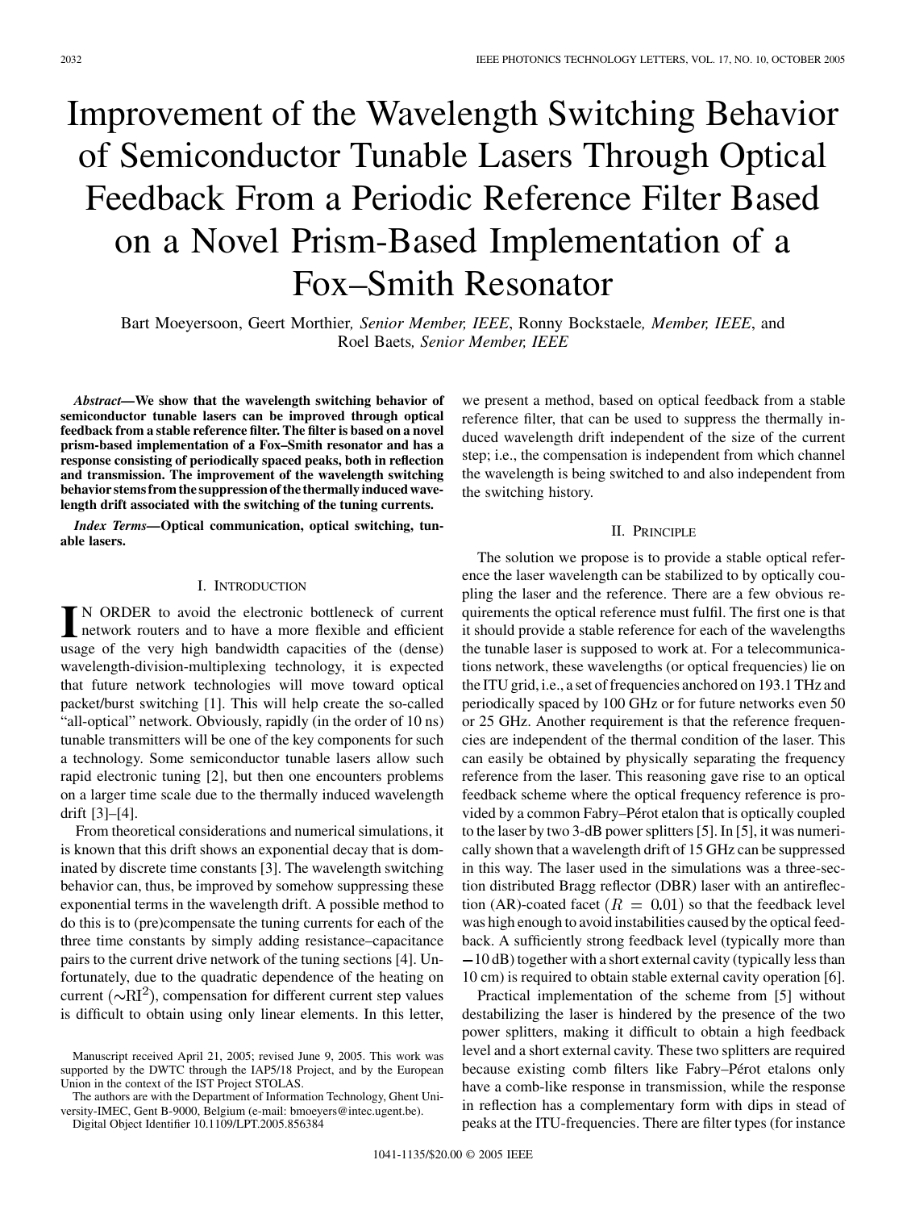# Improvement of the Wavelength Switching Behavior of Semiconductor Tunable Lasers Through Optical Feedback From a Periodic Reference Filter Based on a Novel Prism-Based Implementation of a Fox–Smith Resonator

Bart Moeyersoon, Geert Morthier, *Senior Member, IEEE*, Ronny Bockstaele, *Member, IEEE*, and Roel Baets, *Senior Member, IEEE*

***Abstract*—We show that the wavelength switching behavior of semiconductor tunable lasers can be improved through optical feedback from a stable reference filter. The filter is based on a novel prism-based implementation of a Fox–Smith resonator and has a response consisting of periodically spaced peaks, both in reflection and transmission. The improvement of the wavelength switching behavior stems from the suppression of the thermally induced wavelength drift associated with the switching of the tuning currents.**

***Index Terms*—Optical communication, optical switching, tunable lasers.**

## I. Introduction

In order to avoid the electronic bottleneck of current network routers and to have a more flexible and efficient usage of the very high bandwidth capacities of the (dense) wavelength-division-multiplexing technology, it is expected that future network technologies will move toward optical packet/burst switching [1]. This will help create the so-called "all-optical" network. Obviously, rapidly (in the order of 10 ns) tunable transmitters will be one of the key components for such a technology. Some semiconductor tunable lasers allow such rapid electronic tuning [2], but then one encounters problems on a larger time scale due to the thermally induced wavelength drift [3]–[4].

From theoretical considerations and numerical simulations, it is known that this drift shows an exponential decay that is dominated by discrete time constants [3]. The wavelength switching behavior can, thus, be improved by somehow suppressing these exponential terms in the wavelength drift. A possible method to do this is to (pre)compensate the tuning currents for each of the three time constants by simply adding resistance–capacitance pairs to the current drive network of the tuning sections [4]. Unfortunately, due to the quadratic dependence of the heating on current ($\sim RI^2$), compensation for different current step values is difficult to obtain using only linear elements. In this letter, we present a method, based on optical feedback from a stable reference filter, that can be used to suppress the thermally induced wavelength drift independent of the size of the current step; i.e., the compensation is independent from which channel the wavelength is being switched to and also independent from the switching history.

Manuscript received April 21, 2005; revised June 9, 2005. This work was supported by the DWTC through the IAP5/18 Project, and by the European Union in the context of the IST Project STOLAS.

The authors are with the Department of Information Technology, Ghent University-IMEC, Gent B-9000, Belgium (e-mail: bmoeyers@intec.ugent.be).

Digital Object Identifier 10.1109/LPT.2005.856384

## II. Principle

The solution we propose is to provide a stable optical reference the laser wavelength can be stabilized to by optically coupling the laser and the reference. There are a few obvious requirements the optical reference must fulfil. The first one is that it should provide a stable reference for each of the wavelengths the tunable laser is supposed to work at. For a telecommunications network, these wavelengths (or optical frequencies) lie on the ITU grid, i.e., a set of frequencies anchored on 193.1 THz and periodically spaced by 100 GHz or for future networks even 50 or 25 GHz. Another requirement is that the reference frequencies are independent of the thermal condition of the laser. This can easily be obtained by physically separating the frequency reference from the laser. This reasoning gave rise to an optical feedback scheme where the optical frequency reference is provided by a common Fabry–Pérot etalon that is optically coupled to the laser by two 3-dB power splitters [5]. In [5], it was numerically shown that a wavelength drift of 15 GHz can be suppressed in this way. The laser used in the simulations was a three-section distributed Bragg reflector (DBR) laser with an antireflection (AR)-coated facet ($R = 0.01$) so that the feedback level was high enough to avoid instabilities caused by the optical feedback. A sufficiently strong feedback level (typically more than $-10$ dB) together with a short external cavity (typically less than 10 cm) is required to obtain stable external cavity operation [6].

Practical implementation of the scheme from [5] without destabilizing the laser is hindered by the presence of the two power splitters, making it difficult to obtain a high feedback level and a short external cavity. These two splitters are required because existing comb filters like Fabry–Pérot etalons only have a comb-like response in transmission, while the response in reflection has a complementary form with dips in stead of peaks at the ITU-frequencies. There are filter types (for instance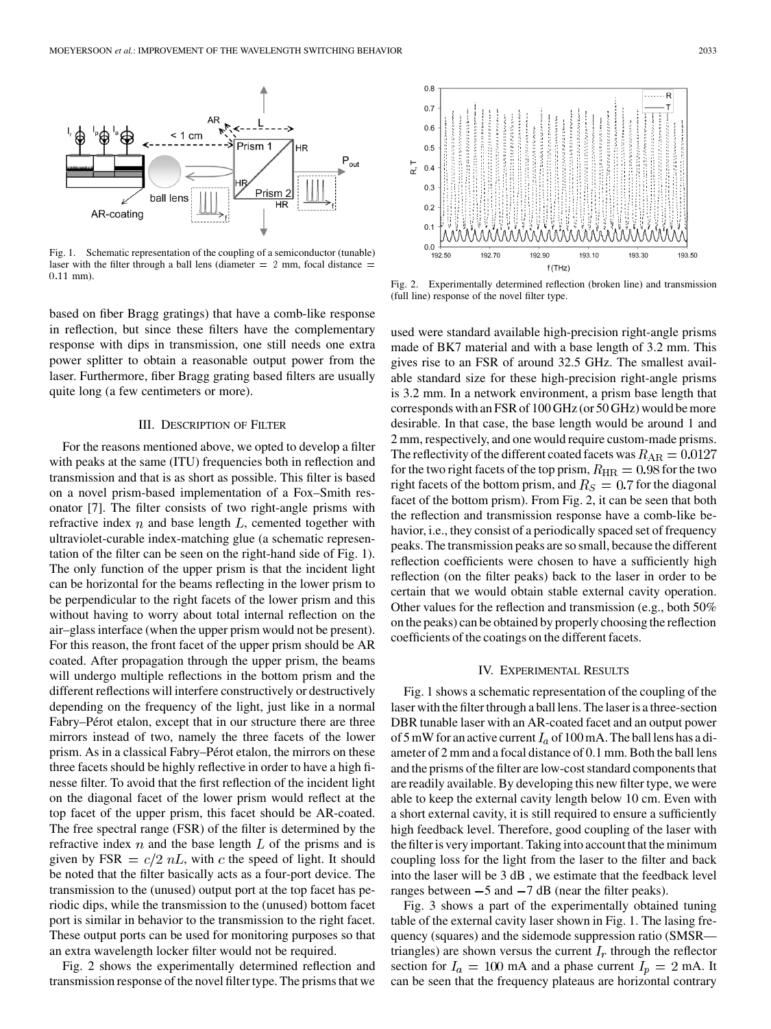I₁ Iₚ Iₐ
AR
< 1 cm
L
Prism 1
HR
P_out
HR
Prism 2
HR
ball lens
AR-coating

Fig. 1. Schematic representation of the coupling of a semiconductor (tunable) laser with the filter through a ball lens (diameter = 2 mm, focal distance = 0.11 mm).

0.8
0.7
0.6
0.5
0.4
0.3
0.2
0.1
0.0
R, T
R
T
192.50
192.70
192.90
193.10
193.30
193.50
f (THz)

Fig. 2. Experimentally determined reflection (broken line) and transmission (full line) response of the novel filter type.

based on fiber Bragg gratings) that have a comb-like response in reflection, but since these filters have the complementary response with dips in transmission, one still needs one extra power splitter to obtain a reasonable output power from the laser. Furthermore, fiber Bragg grating based filters are usually quite long (a few centimeters or more).

## III. Description of Filter

For the reasons mentioned above, we opted to develop a filter with peaks at the same (ITU) frequencies both in reflection and transmission and that is as short as possible. This filter is based on a novel prism-based implementation of a Fox–Smith resonator [7]. The filter consists of two right-angle prisms with refractive index $n$ and base length $L$, cemented together with ultraviolet-curable index-matching glue (a schematic representation of the filter can be seen on the right-hand side of Fig. 1). The only function of the upper prism is that the incident light can be horizontal for the beams reflecting in the lower prism to be perpendicular to the right facets of the lower prism and this without having to worry about total internal reflection on the air–glass interface (when the upper prism would not be present). For this reason, the front facet of the upper prism should be AR coated. After propagation through the upper prism, the beams will undergo multiple reflections in the bottom prism and the different reflections will interfere constructively or destructively depending on the frequency of the light, just like in a normal Fabry–Pérot etalon, except that in our structure there are three mirrors instead of two, namely the three facets of the lower prism. As in a classical Fabry–Pérot etalon, the mirrors on these three facets should be highly reflective in order to have a high finesse filter. To avoid that the first reflection of the incident light on the diagonal facet of the lower prism would reflect at the top facet of the upper prism, this facet should be AR-coated. The free spectral range (FSR) of the filter is determined by the refractive index $n$ and the base length $L$ of the prisms and is given by FSR $= c/2\,nL$, with $c$ the speed of light. It should be noted that the filter basically acts as a four-port device. The transmission to the (unused) output port at the top facet has periodic dips, while the transmission to the (unused) bottom facet port is similar in behavior to the transmission to the right facet. These output ports can be used for monitoring purposes so that an extra wavelength locker filter would not be required.

Fig. 2 shows the experimentally determined reflection and transmission response of the novel filter type. The prisms that we used were standard available high-precision right-angle prisms made of BK7 material and with a base length of 3.2 mm. This gives rise to an FSR of around 32.5 GHz. The smallest available standard size for these high-precision right-angle prisms is 3.2 mm. In a network environment, a prism base length that corresponds with an FSR of 100 GHz (or 50 GHz) would be more desirable. In that case, the base length would be around 1 and 2 mm, respectively, and one would require custom-made prisms. The reflectivity of the different coated facets was $R_{\mathrm{AR}} = 0.0127$ for the two right facets of the top prism, $R_{\mathrm{HR}} = 0.98$ for the two right facets of the bottom prism, and $R_S = 0.7$ for the diagonal facet of the bottom prism). From Fig. 2, it can be seen that both the reflection and transmission response have a comb-like behavior, i.e., they consist of a periodically spaced set of frequency peaks. The transmission peaks are so small, because the different reflection coefficients were chosen to have a sufficiently high reflection (on the filter peaks) back to the laser in order to be certain that we would obtain stable external cavity operation. Other values for the reflection and transmission (e.g., both 50% on the peaks) can be obtained by properly choosing the reflection coefficients of the coatings on the different facets.

## IV. Experimental Results

Fig. 1 shows a schematic representation of the coupling of the laser with the filter through a ball lens. The laser is a three-section DBR tunable laser with an AR-coated facet and an output power of 5 mW for an active current $I_a$ of 100 mA. The ball lens has a diameter of 2 mm and a focal distance of 0.1 mm. Both the ball lens and the prisms of the filter are low-cost standard components that are readily available. By developing this new filter type, we were able to keep the external cavity length below 10 cm. Even with a short external cavity, it is still required to ensure a sufficiently high feedback level. Therefore, good coupling of the laser with the filter is very important. Taking into account that the minimum coupling loss for the light from the laser to the filter and back into the laser will be 3 dB , we estimate that the feedback level ranges between −5 and −7 dB (near the filter peaks).

Fig. 3 shows a part of the experimentally obtained tuning table of the external cavity laser shown in Fig. 1. The lasing frequency (squares) and the sidemode suppression ratio (SMSR—triangles) are shown versus the current $I_r$ through the reflector section for $I_a = 100$ mA and a phase current $I_p = 2$ mA. It can be seen that the frequency plateaus are horizontal contrary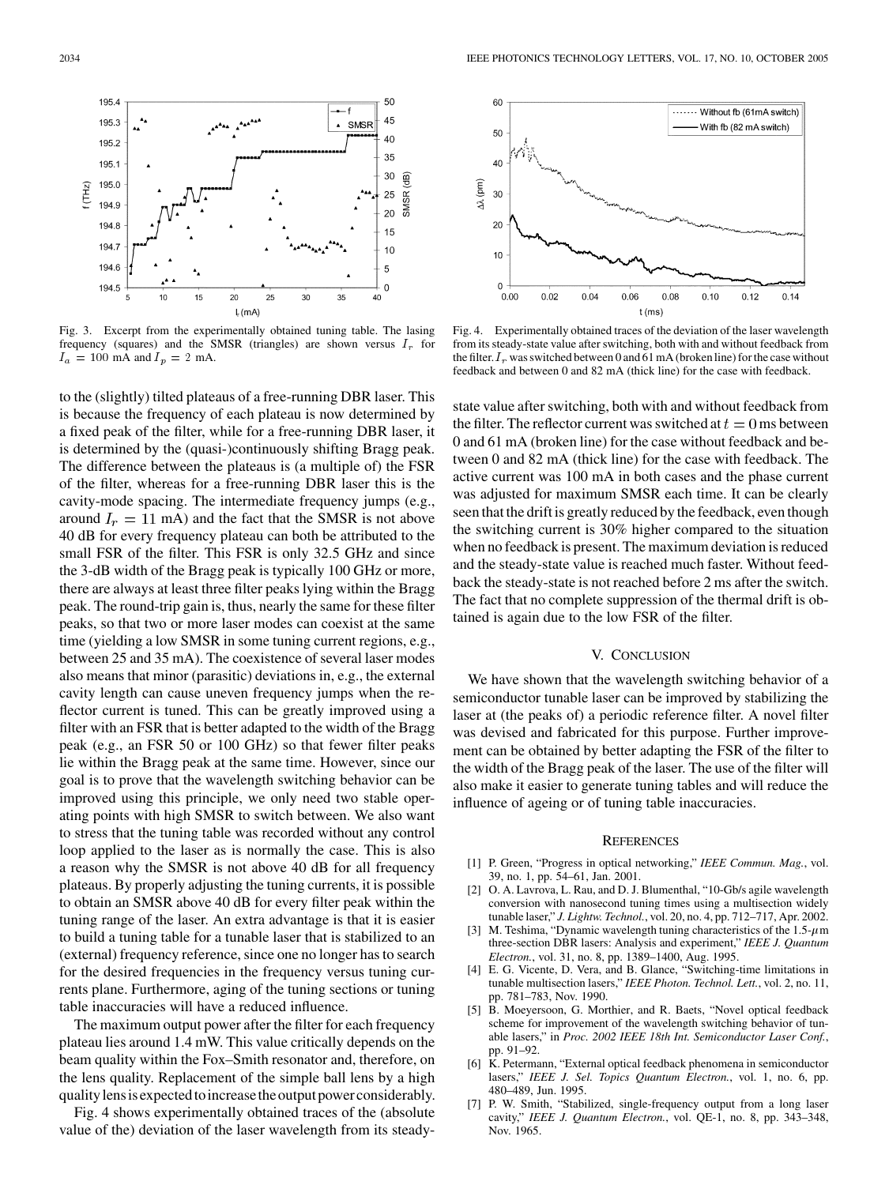195.4
195.3
195.2
195.1
195.0
194.9
194.8
194.7
194.6
194.5

f (THz)

50
45
40
35
30
25
20
15
10
5
0

SMSR (dB)

5 10 15 20 25 30 35 40

$I_r$ (mA)

f
SMSR

Fig. 3. Excerpt from the experimentally obtained tuning table. The lasing frequency (squares) and the SMSR (triangles) are shown versus $I_r$ for $I_a = 100$ mA and $I_p = 2$ mA.

60
50
40
30
20
10
0

$\Delta\lambda$ (pm)

0.00 0.02 0.04 0.06 0.08 0.10 0.12 0.14

t (ms)

Without fb (61mA switch)
With fb (82 mA switch)

Fig. 4. Experimentally obtained traces of the deviation of the laser wavelength from its steady-state value after switching, both with and without feedback from the filter. $I_r$ was switched between 0 and 61 mA (broken line) for the case without feedback and between 0 and 82 mA (thick line) for the case with feedback.

to the (slightly) tilted plateaus of a free-running DBR laser. This is because the frequency of each plateau is now determined by a fixed peak of the filter, while for a free-running DBR laser, it is determined by the (quasi-)continuously shifting Bragg peak. The difference between the plateaus is (a multiple of) the FSR of the filter, whereas for a free-running DBR laser this is the cavity-mode spacing. The intermediate frequency jumps (e.g., around $I_r = 11$ mA) and the fact that the SMSR is not above 40 dB for every frequency plateau can both be attributed to the small FSR of the filter. This FSR is only 32.5 GHz and since the 3-dB width of the Bragg peak is typically 100 GHz or more, there are always at least three filter peaks lying within the Bragg peak. The round-trip gain is, thus, nearly the same for these filter peaks, so that two or more laser modes can coexist at the same time (yielding a low SMSR in some tuning current regions, e.g., between 25 and 35 mA). The coexistence of several laser modes also means that minor (parasitic) deviations in, e.g., the external cavity length can cause uneven frequency jumps when the reflector current is tuned. This can be greatly improved using a filter with an FSR that is better adapted to the width of the Bragg peak (e.g., an FSR 50 or 100 GHz) so that fewer filter peaks lie within the Bragg peak at the same time. However, since our goal is to prove that the wavelength switching behavior can be improved using this principle, we only need two stable operating points with high SMSR to switch between. We also want to stress that the tuning table was recorded without any control loop applied to the laser as is normally the case. This is also a reason why the SMSR is not above 40 dB for all frequency plateaus. By properly adjusting the tuning currents, it is possible to obtain an SMSR above 40 dB for every filter peak within the tuning range of the laser. An extra advantage is that it is easier to build a tuning table for a tunable laser that is stabilized to an (external) frequency reference, since one no longer has to search for the desired frequencies in the frequency versus tuning currents plane. Furthermore, aging of the tuning sections or tuning table inaccuracies will have a reduced influence.

The maximum output power after the filter for each frequency plateau lies around 1.4 mW. This value critically depends on the beam quality within the Fox–Smith resonator and, therefore, on the lens quality. Replacement of the simple ball lens by a high quality lens is expected to increase the output power considerably.

Fig. 4 shows experimentally obtained traces of the (absolute value of the) deviation of the laser wavelength from its steady-state value after switching, both with and without feedback from the filter. The reflector current was switched at $t = 0$ ms between 0 and 61 mA (broken line) for the case without feedback and between 0 and 82 mA (thick line) for the case with feedback. The active current was 100 mA in both cases and the phase current was adjusted for maximum SMSR each time. It can be clearly seen that the drift is greatly reduced by the feedback, even though the switching current is 30% higher compared to the situation when no feedback is present. The maximum deviation is reduced and the steady-state value is reached much faster. Without feedback the steady-state is not reached before 2 ms after the switch. The fact that no complete suppression of the thermal drift is obtained is again due to the low FSR of the filter.

## V. Conclusion

We have shown that the wavelength switching behavior of a semiconductor tunable laser can be improved by stabilizing the laser at (the peaks of) a periodic reference filter. A novel filter was devised and fabricated for this purpose. Further improvement can be obtained by better adapting the FSR of the filter to the width of the Bragg peak of the laser. The use of the filter will also make it easier to generate tuning tables and will reduce the influence of ageing or of tuning table inaccuracies.

## References

[1] P. Green, "Progress in optical networking," *IEEE Commun. Mag.*, vol. 39, no. 1, pp. 54–61, Jan. 2001.

[2] O. A. Lavrova, L. Rau, and D. J. Blumenthal, "10-Gb/s agile wavelength conversion with nanosecond tuning times using a multisection widely tunable laser," *J. Lightw. Technol.*, vol. 20, no. 4, pp. 712–717, Apr. 2002.

[3] M. Teshima, "Dynamic wavelength tuning characteristics of the 1.5-$\mu$m three-section DBR lasers: Analysis and experiment," *IEEE J. Quantum Electron.*, vol. 31, no. 8, pp. 1389–1400, Aug. 1995.

[4] E. G. Vicente, D. Vera, and B. Glance, "Switching-time limitations in tunable multisection lasers," *IEEE Photon. Technol. Lett.*, vol. 2, no. 11, pp. 781–783, Nov. 1990.

[5] B. Moeyersoon, G. Morthier, and R. Baets, "Novel optical feedback scheme for improvement of the wavelength switching behavior of tunable lasers," in *Proc. 2002 IEEE 18th Int. Semiconductor Laser Conf.*, pp. 91–92.

[6] K. Petermann, "External optical feedback phenomena in semiconductor lasers," *IEEE J. Sel. Topics Quantum Electron.*, vol. 1, no. 6, pp. 480–489, Jun. 1995.

[7] P. W. Smith, "Stabilized, single-frequency output from a long laser cavity," *IEEE J. Quantum Electron.*, vol. QE-1, no. 8, pp. 343–348, Nov. 1965.